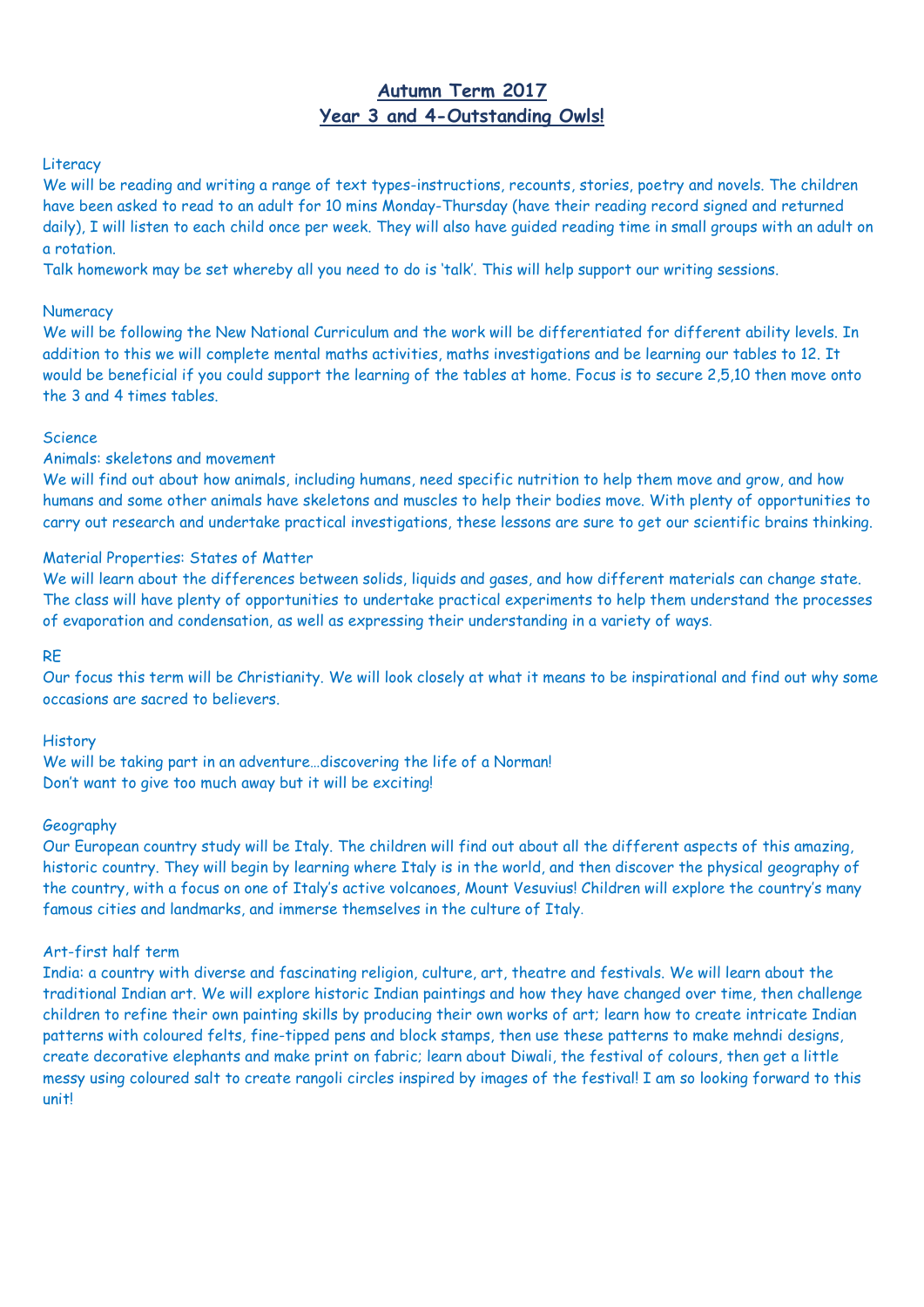# Autumn Term 2017
# Year 3 and 4-Outstanding Owls!

### Literacy

We will be reading and writing a range of text types-instructions, recounts, stories, poetry and novels. The children have been asked to read to an adult for 10 mins Monday-Thursday (have their reading record signed and returned daily), I will listen to each child once per week. They will also have guided reading time in small groups with an adult on a rotation.

Talk homework may be set whereby all you need to do is 'talk'. This will help support our writing sessions.

### Numeracy

We will be following the New National Curriculum and the work will be differentiated for different ability levels. In addition to this we will complete mental maths activities, maths investigations and be learning our tables to 12. It would be beneficial if you could support the learning of the tables at home. Focus is to secure 2,5,10 then move onto the 3 and 4 times tables.

### Science

#### Animals: skeletons and movement

We will find out about how animals, including humans, need specific nutrition to help them move and grow, and how humans and some other animals have skeletons and muscles to help their bodies move. With plenty of opportunities to carry out research and undertake practical investigations, these lessons are sure to get our scientific brains thinking.

#### Material Properties: States of Matter

We will learn about the differences between solids, liquids and gases, and how different materials can change state. The class will have plenty of opportunities to undertake practical experiments to help them understand the processes of evaporation and condensation, as well as expressing their understanding in a variety of ways.

### RE

Our focus this term will be Christianity. We will look closely at what it means to be inspirational and find out why some occasions are sacred to believers.

### History

We will be taking part in an adventure…discovering the life of a Norman!
Don't want to give too much away but it will be exciting!

### Geography

Our European country study will be Italy. The children will find out about all the different aspects of this amazing, historic country. They will begin by learning where Italy is in the world, and then discover the physical geography of the country, with a focus on one of Italy's active volcanoes, Mount Vesuvius! Children will explore the country's many famous cities and landmarks, and immerse themselves in the culture of Italy.

### Art-first half term

India: a country with diverse and fascinating religion, culture, art, theatre and festivals. We will learn about the traditional Indian art. We will explore historic Indian paintings and how they have changed over time, then challenge children to refine their own painting skills by producing their own works of art; learn how to create intricate Indian patterns with coloured felts, fine-tipped pens and block stamps, then use these patterns to make mehndi designs, create decorative elephants and make print on fabric; learn about Diwali, the festival of colours, then get a little messy using coloured salt to create rangoli circles inspired by images of the festival! I am so looking forward to this unit!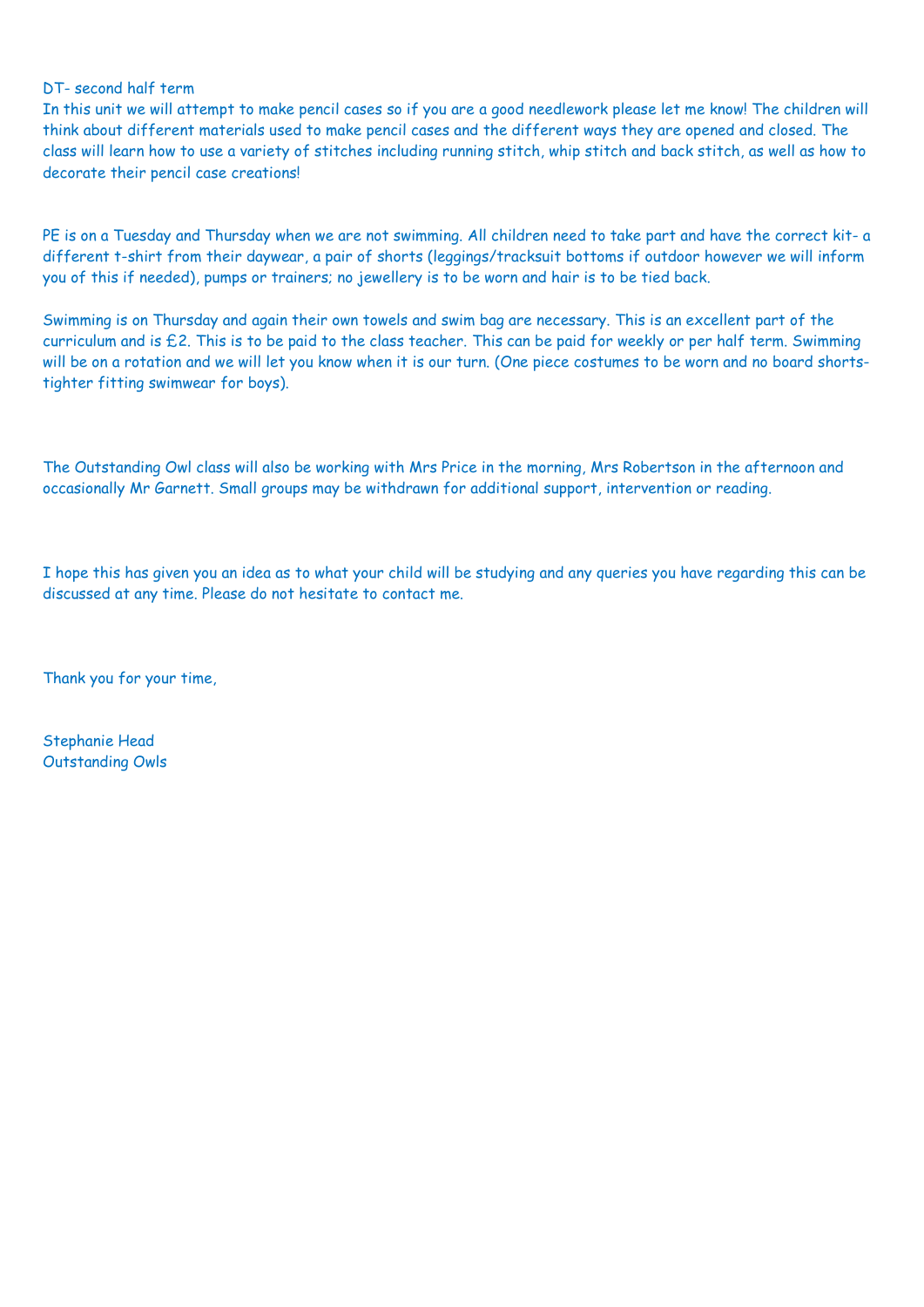DT- second half term
In this unit we will attempt to make pencil cases so if you are a good needlework please let me know! The children will think about different materials used to make pencil cases and the different ways they are opened and closed. The class will learn how to use a variety of stitches including running stitch, whip stitch and back stitch, as well as how to decorate their pencil case creations!

PE is on a Tuesday and Thursday when we are not swimming. All children need to take part and have the correct kit- a different t-shirt from their daywear, a pair of shorts (leggings/tracksuit bottoms if outdoor however we will inform you of this if needed), pumps or trainers; no jewellery is to be worn and hair is to be tied back.

Swimming is on Thursday and again their own towels and swim bag are necessary. This is an excellent part of the curriculum and is £2. This is to be paid to the class teacher. This can be paid for weekly or per half term. Swimming will be on a rotation and we will let you know when it is our turn. (One piece costumes to be worn and no board shorts- tighter fitting swimwear for boys).

The Outstanding Owl class will also be working with Mrs Price in the morning, Mrs Robertson in the afternoon and occasionally Mr Garnett. Small groups may be withdrawn for additional support, intervention or reading.

I hope this has given you an idea as to what your child will be studying and any queries you have regarding this can be discussed at any time. Please do not hesitate to contact me.

Thank you for your time,

Stephanie Head
Outstanding Owls